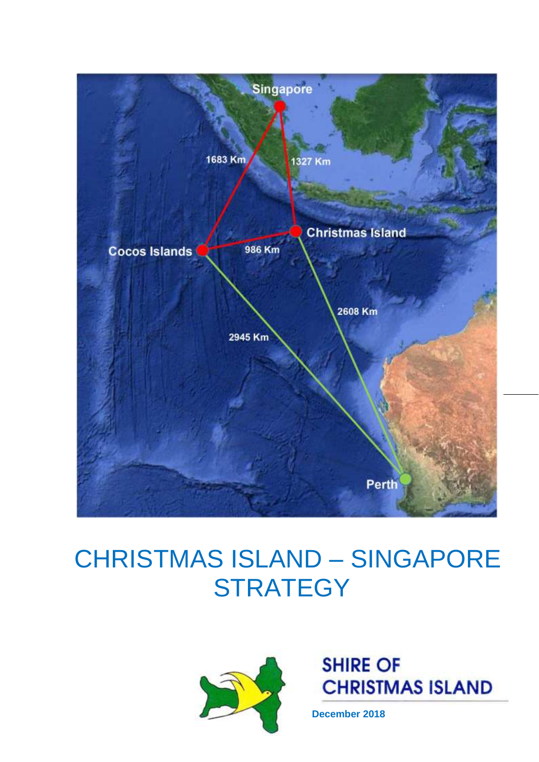Singapore

1683 Km

1327 Km

Christmas Island

Cocos Islands

986 Km

2608 Km

2945 Km

Perth

# CHRISTMAS ISLAND – SINGAPORE STRATEGY

SHIRE OF CHRISTMAS ISLAND

December 2018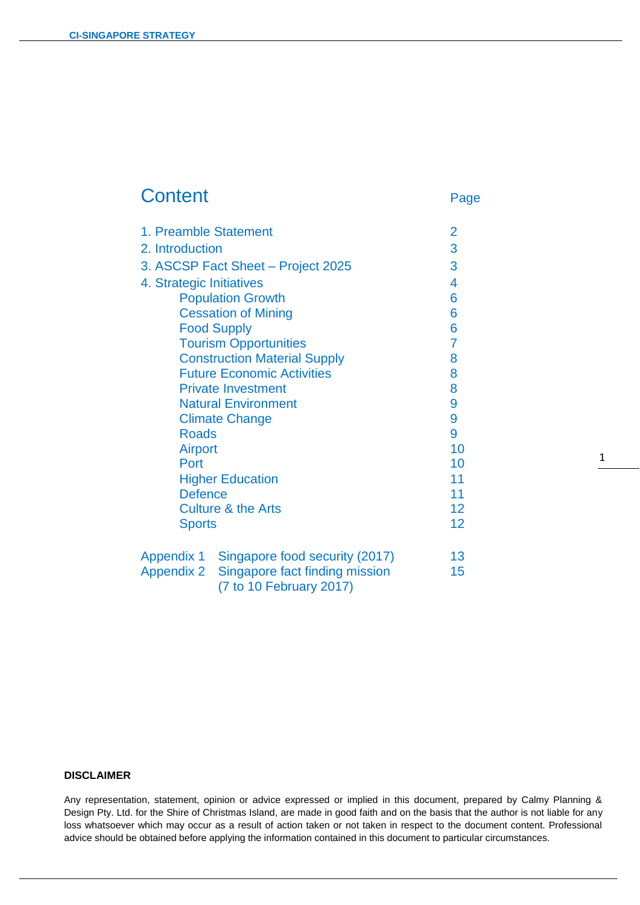# Content

| | Page |
|---|---|
| 1. Preamble Statement | 2 |
| 2. Introduction | 3 |
| 3. ASCSP Fact Sheet – Project 2025 | 3 |
| 4. Strategic Initiatives | 4 |
| Population Growth | 6 |
| Cessation of Mining | 6 |
| Food Supply | 6 |
| Tourism Opportunities | 7 |
| Construction Material Supply | 8 |
| Future Economic Activities | 8 |
| Private Investment | 8 |
| Natural Environment | 9 |
| Climate Change | 9 |
| Roads | 9 |
| Airport | 10 |
| Port | 10 |
| Higher Education | 11 |
| Defence | 11 |
| Culture & the Arts | 12 |
| Sports | 12 |
| Appendix 1 Singapore food security (2017) | 13 |
| Appendix 2 Singapore fact finding mission (7 to 10 February 2017) | 15 |

**DISCLAIMER**

Any representation, statement, opinion or advice expressed or implied in this document, prepared by Calmy Planning & Design Pty. Ltd. for the Shire of Christmas Island, are made in good faith and on the basis that the author is not liable for any loss whatsoever which may occur as a result of action taken or not taken in respect to the document content. Professional advice should be obtained before applying the information contained in this document to particular circumstances.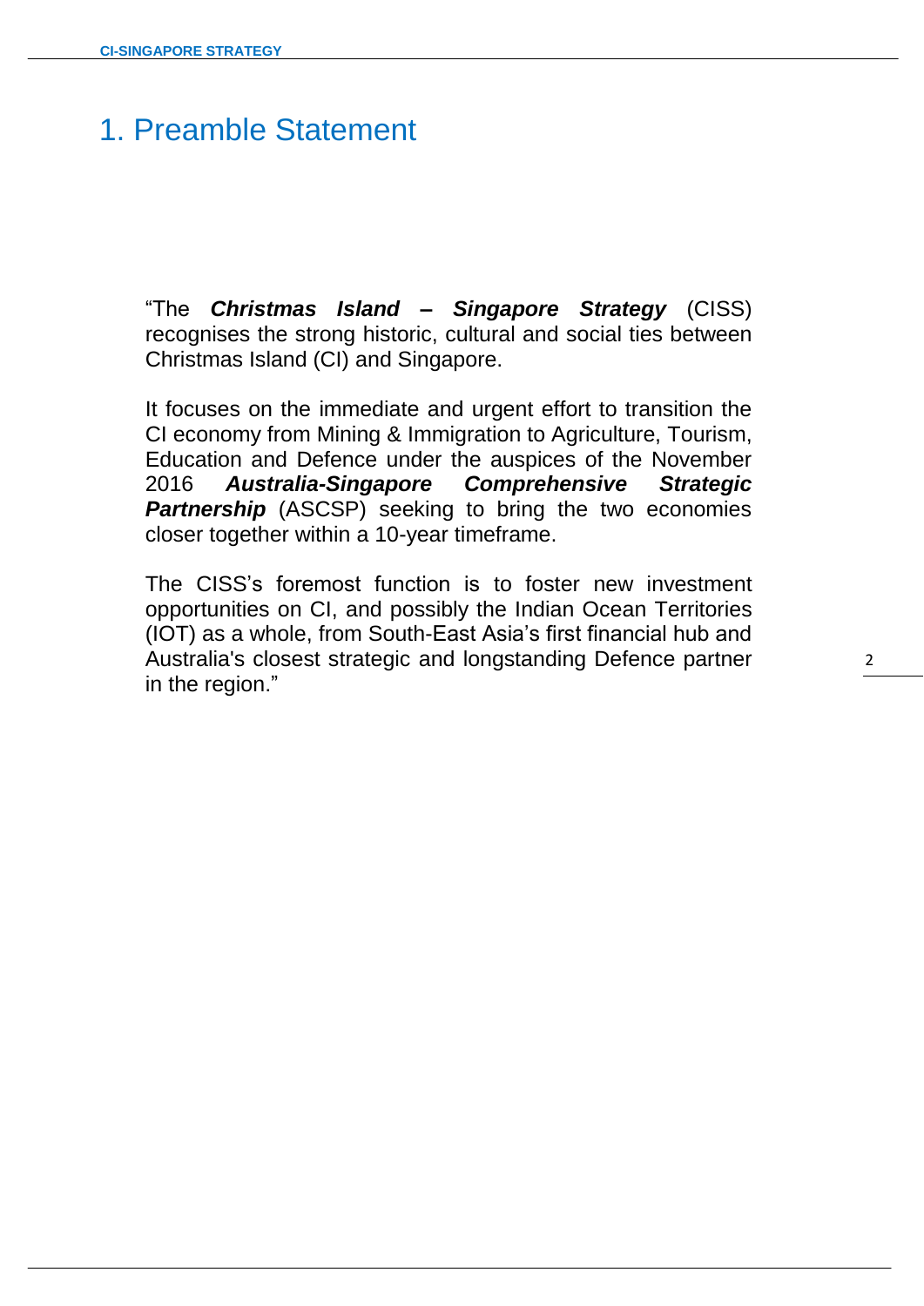# 1. Preamble Statement

"The ***Christmas Island – Singapore Strategy*** (CISS) recognises the strong historic, cultural and social ties between Christmas Island (CI) and Singapore.

It focuses on the immediate and urgent effort to transition the CI economy from Mining & Immigration to Agriculture, Tourism, Education and Defence under the auspices of the November 2016 ***Australia-Singapore Comprehensive Strategic Partnership*** (ASCSP) seeking to bring the two economies closer together within a 10-year timeframe.

The CISS's foremost function is to foster new investment opportunities on CI, and possibly the Indian Ocean Territories (IOT) as a whole, from South-East Asia's first financial hub and Australia's closest strategic and longstanding Defence partner in the region."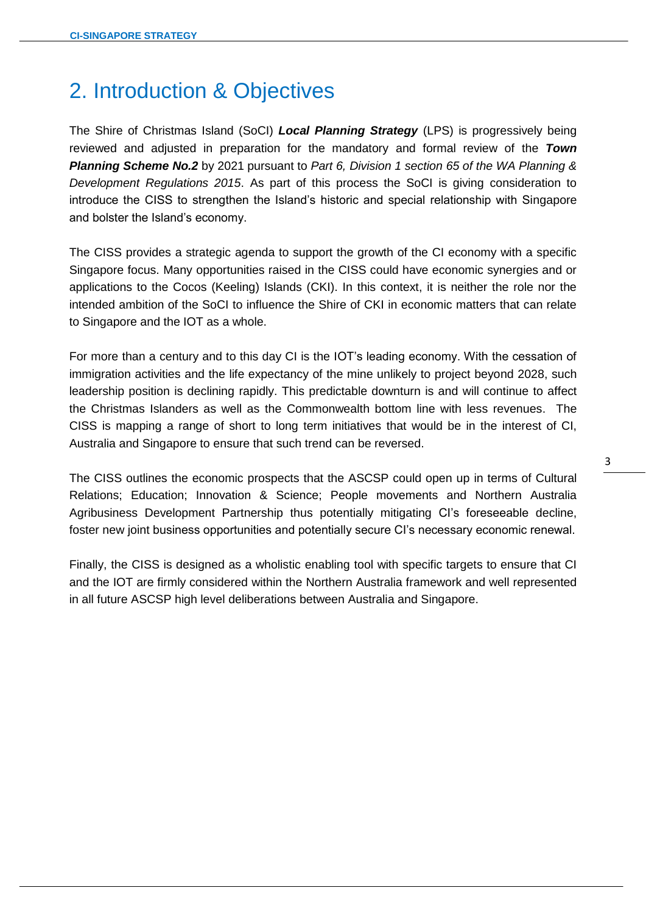## 2. Introduction & Objectives

The Shire of Christmas Island (SoCI) ***Local Planning Strategy*** (LPS) is progressively being reviewed and adjusted in preparation for the mandatory and formal review of the ***Town Planning Scheme No.2*** by 2021 pursuant to *Part 6, Division 1 section 65 of the WA Planning & Development Regulations 2015*. As part of this process the SoCI is giving consideration to introduce the CISS to strengthen the Island's historic and special relationship with Singapore and bolster the Island's economy.

The CISS provides a strategic agenda to support the growth of the CI economy with a specific Singapore focus. Many opportunities raised in the CISS could have economic synergies and or applications to the Cocos (Keeling) Islands (CKI). In this context, it is neither the role nor the intended ambition of the SoCI to influence the Shire of CKI in economic matters that can relate to Singapore and the IOT as a whole.

For more than a century and to this day CI is the IOT's leading economy. With the cessation of immigration activities and the life expectancy of the mine unlikely to project beyond 2028, such leadership position is declining rapidly. This predictable downturn is and will continue to affect the Christmas Islanders as well as the Commonwealth bottom line with less revenues. The CISS is mapping a range of short to long term initiatives that would be in the interest of CI, Australia and Singapore to ensure that such trend can be reversed.

The CISS outlines the economic prospects that the ASCSP could open up in terms of Cultural Relations; Education; Innovation & Science; People movements and Northern Australia Agribusiness Development Partnership thus potentially mitigating CI's foreseeable decline, foster new joint business opportunities and potentially secure CI's necessary economic renewal.

Finally, the CISS is designed as a wholistic enabling tool with specific targets to ensure that CI and the IOT are firmly considered within the Northern Australia framework and well represented in all future ASCSP high level deliberations between Australia and Singapore.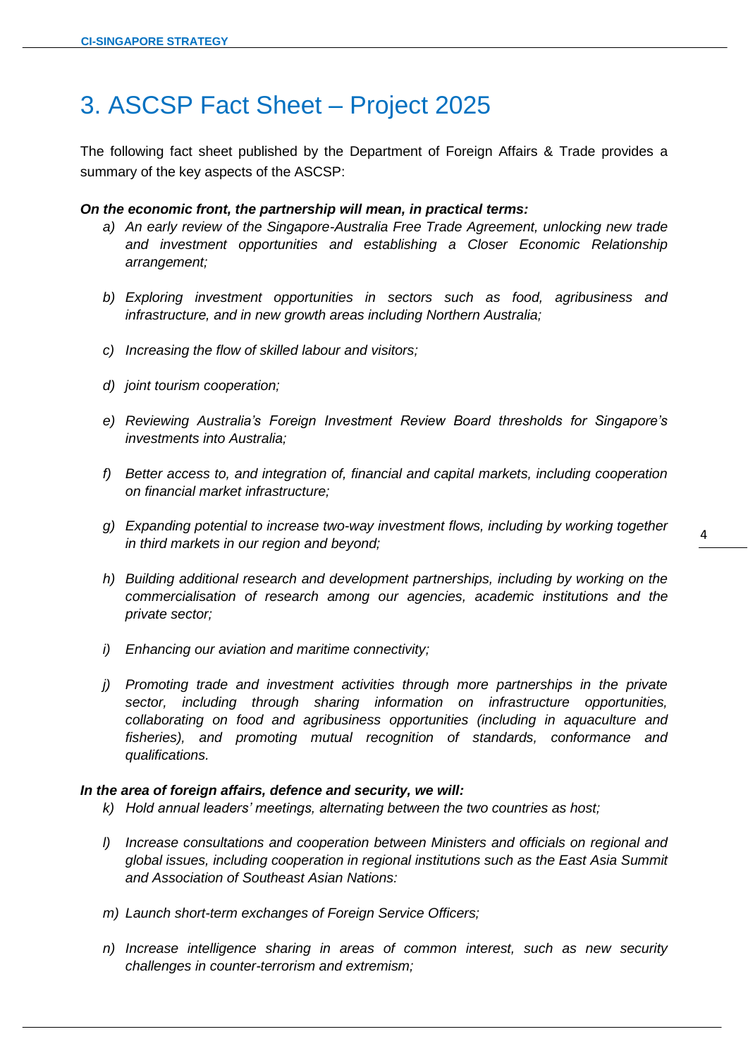# 3. ASCSP Fact Sheet – Project 2025

The following fact sheet published by the Department of Foreign Affairs & Trade provides a summary of the key aspects of the ASCSP:

***On the economic front, the partnership will mean, in practical terms:***

a) *An early review of the Singapore-Australia Free Trade Agreement, unlocking new trade and investment opportunities and establishing a Closer Economic Relationship arrangement;*

b) *Exploring investment opportunities in sectors such as food, agribusiness and infrastructure, and in new growth areas including Northern Australia;*

c) *Increasing the flow of skilled labour and visitors;*

d) *joint tourism cooperation;*

e) *Reviewing Australia's Foreign Investment Review Board thresholds for Singapore's investments into Australia;*

f) *Better access to, and integration of, financial and capital markets, including cooperation on financial market infrastructure;*

g) *Expanding potential to increase two-way investment flows, including by working together in third markets in our region and beyond;*

h) *Building additional research and development partnerships, including by working on the commercialisation of research among our agencies, academic institutions and the private sector;*

i) *Enhancing our aviation and maritime connectivity;*

j) *Promoting trade and investment activities through more partnerships in the private sector, including through sharing information on infrastructure opportunities, collaborating on food and agribusiness opportunities (including in aquaculture and fisheries), and promoting mutual recognition of standards, conformance and qualifications.*

***In the area of foreign affairs, defence and security, we will:***

k) *Hold annual leaders' meetings, alternating between the two countries as host;*

l) *Increase consultations and cooperation between Ministers and officials on regional and global issues, including cooperation in regional institutions such as the East Asia Summit and Association of Southeast Asian Nations:*

m) *Launch short-term exchanges of Foreign Service Officers;*

n) *Increase intelligence sharing in areas of common interest, such as new security challenges in counter-terrorism and extremism;*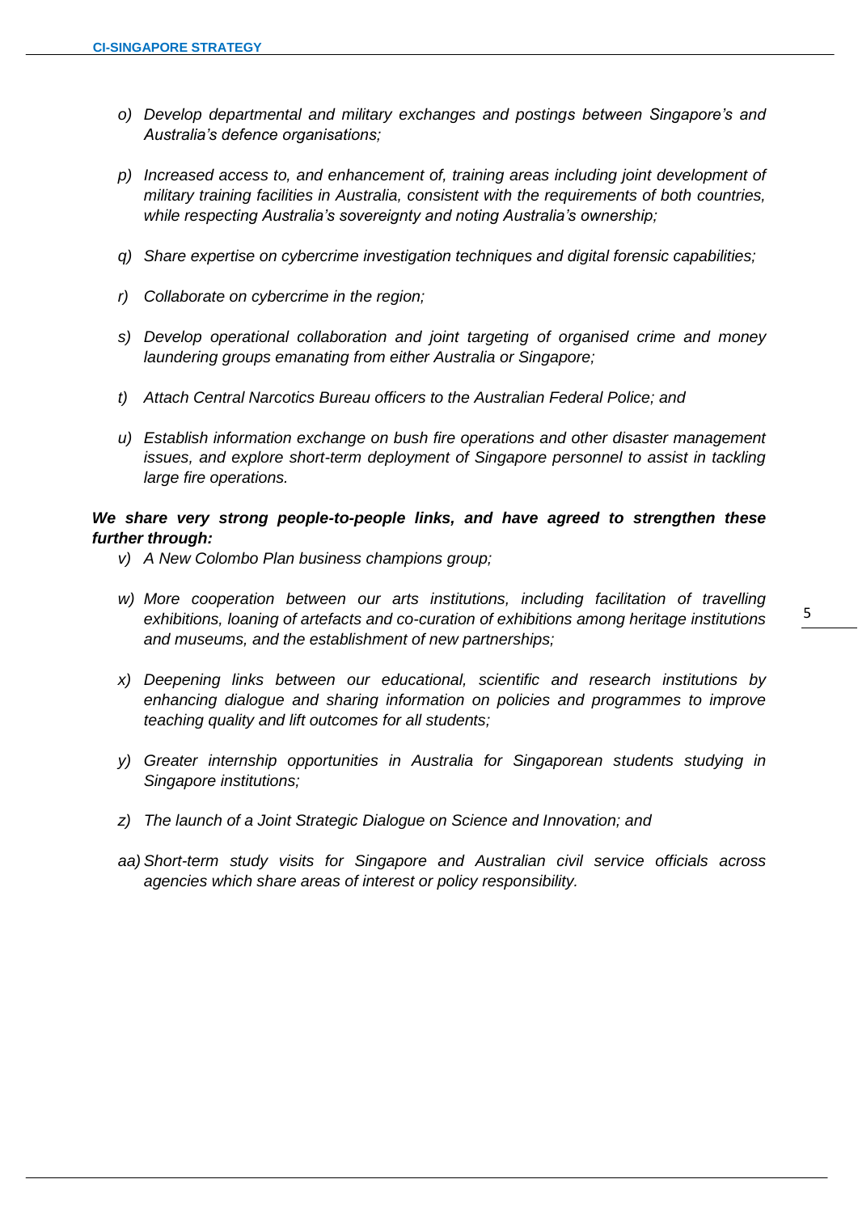*o) Develop departmental and military exchanges and postings between Singapore's and Australia's defence organisations;*

*p) Increased access to, and enhancement of, training areas including joint development of military training facilities in Australia, consistent with the requirements of both countries, while respecting Australia's sovereignty and noting Australia's ownership;*

*q) Share expertise on cybercrime investigation techniques and digital forensic capabilities;*

*r) Collaborate on cybercrime in the region;*

*s) Develop operational collaboration and joint targeting of organised crime and money laundering groups emanating from either Australia or Singapore;*

*t) Attach Central Narcotics Bureau officers to the Australian Federal Police; and*

*u) Establish information exchange on bush fire operations and other disaster management issues, and explore short-term deployment of Singapore personnel to assist in tackling large fire operations.*

***We share very strong people-to-people links, and have agreed to strengthen these further through:***

*v) A New Colombo Plan business champions group;*

*w) More cooperation between our arts institutions, including facilitation of travelling exhibitions, loaning of artefacts and co-curation of exhibitions among heritage institutions and museums, and the establishment of new partnerships;*

*x) Deepening links between our educational, scientific and research institutions by enhancing dialogue and sharing information on policies and programmes to improve teaching quality and lift outcomes for all students;*

*y) Greater internship opportunities in Australia for Singaporean students studying in Singapore institutions;*

*z) The launch of a Joint Strategic Dialogue on Science and Innovation; and*

*aa) Short-term study visits for Singapore and Australian civil service officials across agencies which share areas of interest or policy responsibility.*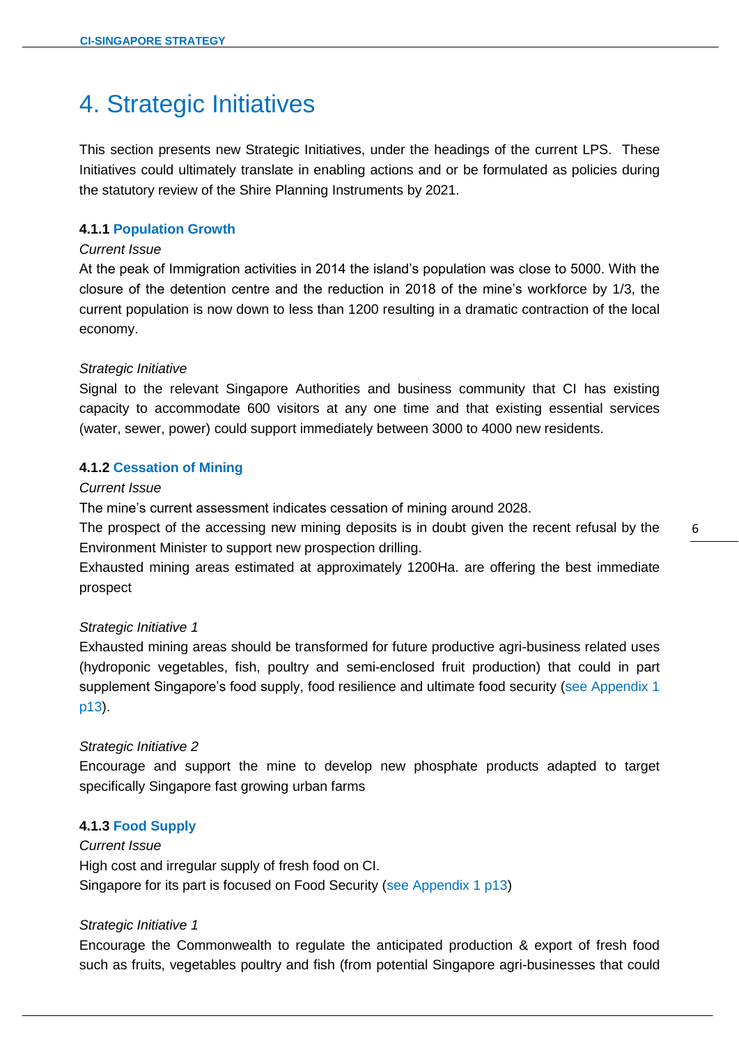# 4. Strategic Initiatives

This section presents new Strategic Initiatives, under the headings of the current LPS. These Initiatives could ultimately translate in enabling actions and or be formulated as policies during the statutory review of the Shire Planning Instruments by 2021.

### 4.1.1 Population Growth

*Current Issue*

At the peak of Immigration activities in 2014 the island's population was close to 5000. With the closure of the detention centre and the reduction in 2018 of the mine's workforce by 1/3, the current population is now down to less than 1200 resulting in a dramatic contraction of the local economy.

*Strategic Initiative*

Signal to the relevant Singapore Authorities and business community that CI has existing capacity to accommodate 600 visitors at any one time and that existing essential services (water, sewer, power) could support immediately between 3000 to 4000 new residents.

### 4.1.2 Cessation of Mining

*Current Issue*

The mine's current assessment indicates cessation of mining around 2028.

The prospect of the accessing new mining deposits is in doubt given the recent refusal by the Environment Minister to support new prospection drilling.

Exhausted mining areas estimated at approximately 1200Ha. are offering the best immediate prospect

*Strategic Initiative 1*

Exhausted mining areas should be transformed for future productive agri-business related uses (hydroponic vegetables, fish, poultry and semi-enclosed fruit production) that could in part supplement Singapore's food supply, food resilience and ultimate food security (see Appendix 1 p13).

*Strategic Initiative 2*

Encourage and support the mine to develop new phosphate products adapted to target specifically Singapore fast growing urban farms

### 4.1.3 Food Supply

*Current Issue*

High cost and irregular supply of fresh food on CI.

Singapore for its part is focused on Food Security (see Appendix 1 p13)

*Strategic Initiative 1*

Encourage the Commonwealth to regulate the anticipated production & export of fresh food such as fruits, vegetables poultry and fish (from potential Singapore agri-businesses that could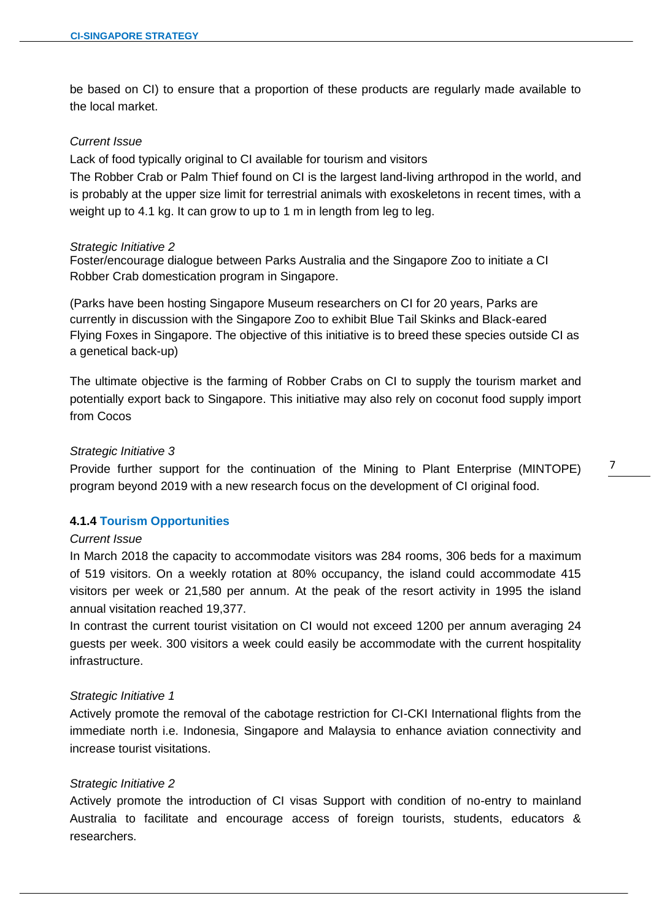be based on CI) to ensure that a proportion of these products are regularly made available to the local market.

*Current Issue*

Lack of food typically original to CI available for tourism and visitors

The Robber Crab or Palm Thief found on CI is the largest land-living arthropod in the world, and is probably at the upper size limit for terrestrial animals with exoskeletons in recent times, with a weight up to 4.1 kg. It can grow to up to 1 m in length from leg to leg.

*Strategic Initiative 2*

Foster/encourage dialogue between Parks Australia and the Singapore Zoo to initiate a CI Robber Crab domestication program in Singapore.

(Parks have been hosting Singapore Museum researchers on CI for 20 years, Parks are currently in discussion with the Singapore Zoo to exhibit Blue Tail Skinks and Black-eared Flying Foxes in Singapore. The objective of this initiative is to breed these species outside CI as a genetical back-up)

The ultimate objective is the farming of Robber Crabs on CI to supply the tourism market and potentially export back to Singapore. This initiative may also rely on coconut food supply import from Cocos

*Strategic Initiative 3*

Provide further support for the continuation of the Mining to Plant Enterprise (MINTOPE) program beyond 2019 with a new research focus on the development of CI original food.

#### 4.1.4 Tourism Opportunities

*Current Issue*

In March 2018 the capacity to accommodate visitors was 284 rooms, 306 beds for a maximum of 519 visitors. On a weekly rotation at 80% occupancy, the island could accommodate 415 visitors per week or 21,580 per annum. At the peak of the resort activity in 1995 the island annual visitation reached 19,377.

In contrast the current tourist visitation on CI would not exceed 1200 per annum averaging 24 guests per week. 300 visitors a week could easily be accommodate with the current hospitality infrastructure.

*Strategic Initiative 1*

Actively promote the removal of the cabotage restriction for CI-CKI International flights from the immediate north i.e. Indonesia, Singapore and Malaysia to enhance aviation connectivity and increase tourist visitations.

*Strategic Initiative 2*

Actively promote the introduction of CI visas Support with condition of no-entry to mainland Australia to facilitate and encourage access of foreign tourists, students, educators & researchers.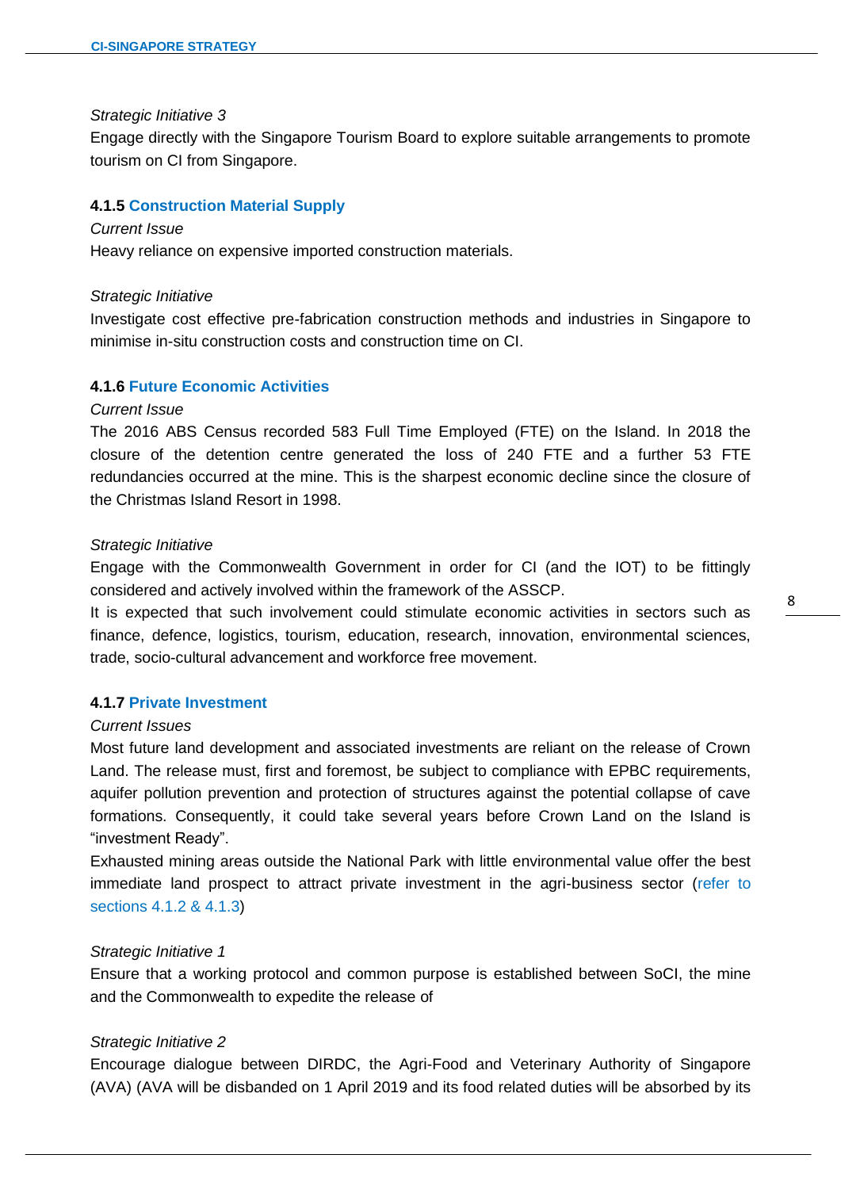*Strategic Initiative 3*

Engage directly with the Singapore Tourism Board to explore suitable arrangements to promote tourism on CI from Singapore.

#### 4.1.5 Construction Material Supply

*Current Issue*

Heavy reliance on expensive imported construction materials.

*Strategic Initiative*

Investigate cost effective pre-fabrication construction methods and industries in Singapore to minimise in-situ construction costs and construction time on CI.

#### 4.1.6 Future Economic Activities

*Current Issue*

The 2016 ABS Census recorded 583 Full Time Employed (FTE) on the Island. In 2018 the closure of the detention centre generated the loss of 240 FTE and a further 53 FTE redundancies occurred at the mine. This is the sharpest economic decline since the closure of the Christmas Island Resort in 1998.

*Strategic Initiative*

Engage with the Commonwealth Government in order for CI (and the IOT) to be fittingly considered and actively involved within the framework of the ASSCP.

It is expected that such involvement could stimulate economic activities in sectors such as finance, defence, logistics, tourism, education, research, innovation, environmental sciences, trade, socio-cultural advancement and workforce free movement.

#### 4.1.7 Private Investment

*Current Issues*

Most future land development and associated investments are reliant on the release of Crown Land. The release must, first and foremost, be subject to compliance with EPBC requirements, aquifer pollution prevention and protection of structures against the potential collapse of cave formations. Consequently, it could take several years before Crown Land on the Island is "investment Ready".

Exhausted mining areas outside the National Park with little environmental value offer the best immediate land prospect to attract private investment in the agri-business sector (refer to sections 4.1.2 & 4.1.3)

*Strategic Initiative 1*

Ensure that a working protocol and common purpose is established between SoCI, the mine and the Commonwealth to expedite the release of

*Strategic Initiative 2*

Encourage dialogue between DIRDC, the Agri-Food and Veterinary Authority of Singapore (AVA) (AVA will be disbanded on 1 April 2019 and its food related duties will be absorbed by its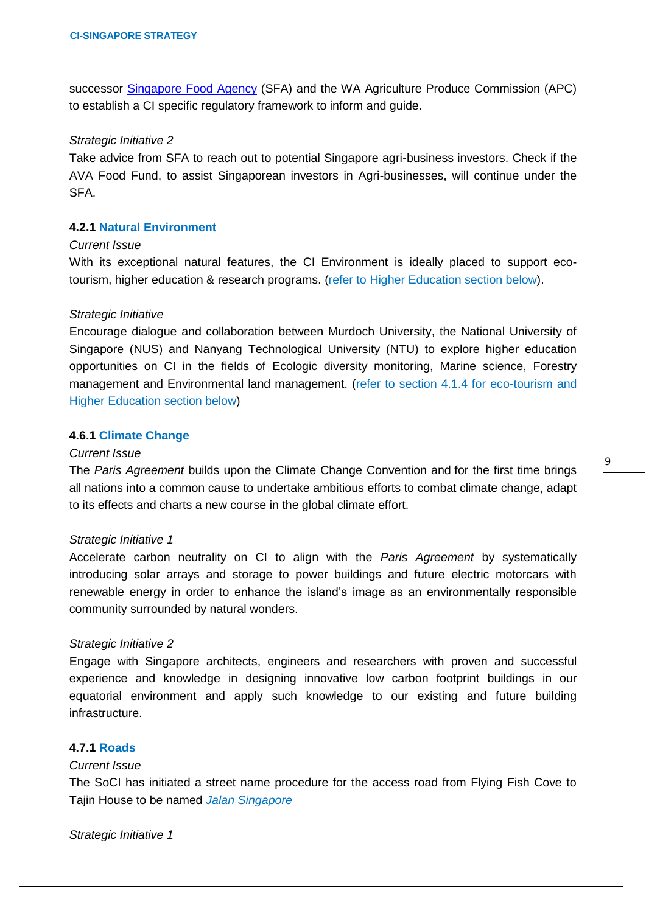successor [Singapore Food Agency](#) (SFA) and the WA Agriculture Produce Commission (APC) to establish a CI specific regulatory framework to inform and guide.

*Strategic Initiative 2*

Take advice from SFA to reach out to potential Singapore agri-business investors. Check if the AVA Food Fund, to assist Singaporean investors in Agri-businesses, will continue under the SFA.

#### 4.2.1 Natural Environment

*Current Issue*

With its exceptional natural features, the CI Environment is ideally placed to support eco-tourism, higher education & research programs. (refer to Higher Education section below).

*Strategic Initiative*

Encourage dialogue and collaboration between Murdoch University, the National University of Singapore (NUS) and Nanyang Technological University (NTU) to explore higher education opportunities on CI in the fields of Ecologic diversity monitoring, Marine science, Forestry management and Environmental land management. (refer to section 4.1.4 for eco-tourism and Higher Education section below)

#### 4.6.1 Climate Change

*Current Issue*

The *Paris Agreement* builds upon the Climate Change Convention and for the first time brings all nations into a common cause to undertake ambitious efforts to combat climate change, adapt to its effects and charts a new course in the global climate effort.

*Strategic Initiative 1*

Accelerate carbon neutrality on CI to align with the *Paris Agreement* by systematically introducing solar arrays and storage to power buildings and future electric motorcars with renewable energy in order to enhance the island's image as an environmentally responsible community surrounded by natural wonders.

*Strategic Initiative 2*

Engage with Singapore architects, engineers and researchers with proven and successful experience and knowledge in designing innovative low carbon footprint buildings in our equatorial environment and apply such knowledge to our existing and future building infrastructure.

#### 4.7.1 Roads

*Current Issue*

The SoCI has initiated a street name procedure for the access road from Flying Fish Cove to Tajin House to be named *Jalan Singapore*

*Strategic Initiative 1*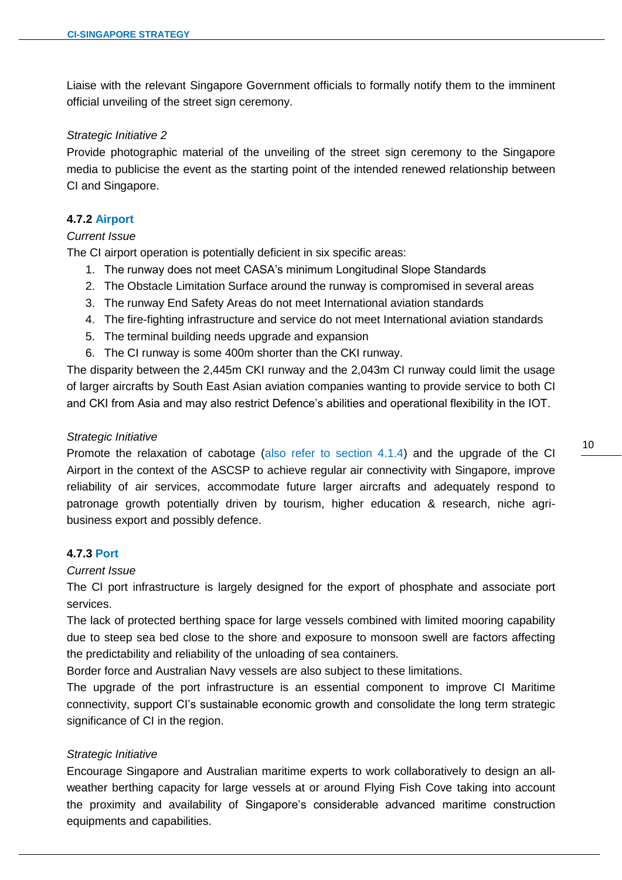Liaise with the relevant Singapore Government officials to formally notify them to the imminent official unveiling of the street sign ceremony.

*Strategic Initiative 2*

Provide photographic material of the unveiling of the street sign ceremony to the Singapore media to publicise the event as the starting point of the intended renewed relationship between CI and Singapore.

### 4.7.2 Airport

*Current Issue*

The CI airport operation is potentially deficient in six specific areas:

1. The runway does not meet CASA's minimum Longitudinal Slope Standards
2. The Obstacle Limitation Surface around the runway is compromised in several areas
3. The runway End Safety Areas do not meet International aviation standards
4. The fire-fighting infrastructure and service do not meet International aviation standards
5. The terminal building needs upgrade and expansion
6. The CI runway is some 400m shorter than the CKI runway.

The disparity between the 2,445m CKI runway and the 2,043m CI runway could limit the usage of larger aircrafts by South East Asian aviation companies wanting to provide service to both CI and CKI from Asia and may also restrict Defence's abilities and operational flexibility in the IOT.

*Strategic Initiative*

Promote the relaxation of cabotage (also refer to section 4.1.4) and the upgrade of the CI Airport in the context of the ASCSP to achieve regular air connectivity with Singapore, improve reliability of air services, accommodate future larger aircrafts and adequately respond to patronage growth potentially driven by tourism, higher education & research, niche agri-business export and possibly defence.

### 4.7.3 Port

*Current Issue*

The CI port infrastructure is largely designed for the export of phosphate and associate port services.

The lack of protected berthing space for large vessels combined with limited mooring capability due to steep sea bed close to the shore and exposure to monsoon swell are factors affecting the predictability and reliability of the unloading of sea containers.

Border force and Australian Navy vessels are also subject to these limitations.

The upgrade of the port infrastructure is an essential component to improve CI Maritime connectivity, support CI's sustainable economic growth and consolidate the long term strategic significance of CI in the region.

*Strategic Initiative*

Encourage Singapore and Australian maritime experts to work collaboratively to design an all-weather berthing capacity for large vessels at or around Flying Fish Cove taking into account the proximity and availability of Singapore's considerable advanced maritime construction equipments and capabilities.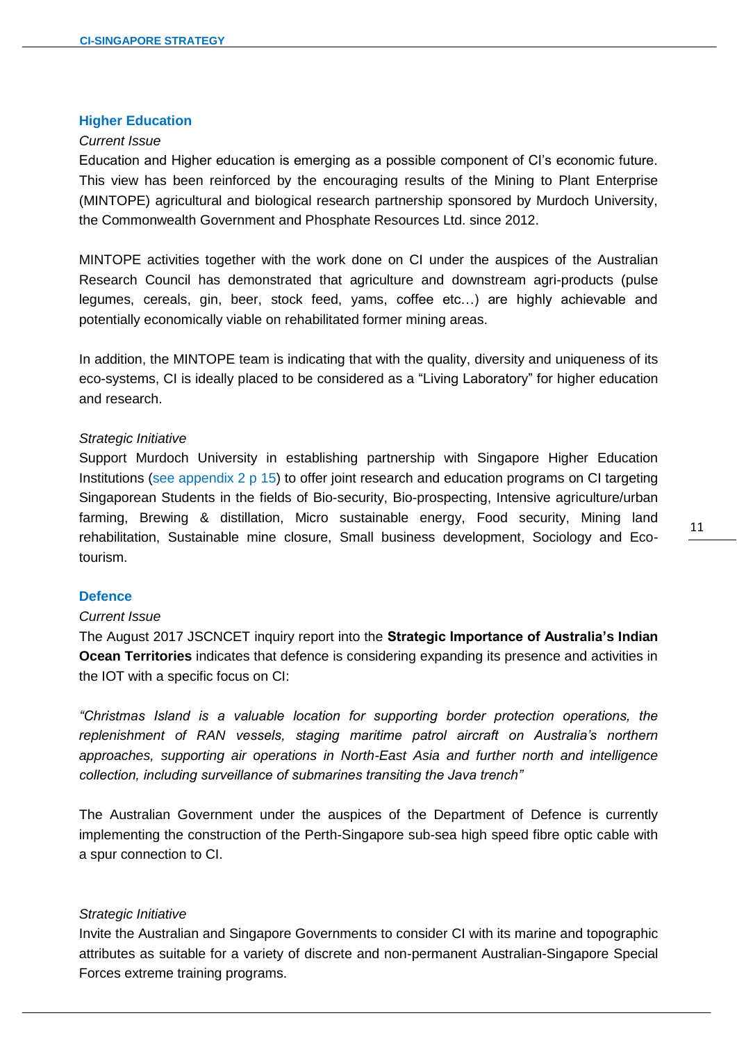## Higher Education

*Current Issue*

Education and Higher education is emerging as a possible component of CI's economic future. This view has been reinforced by the encouraging results of the Mining to Plant Enterprise (MINTOPE) agricultural and biological research partnership sponsored by Murdoch University, the Commonwealth Government and Phosphate Resources Ltd. since 2012.

MINTOPE activities together with the work done on CI under the auspices of the Australian Research Council has demonstrated that agriculture and downstream agri-products (pulse legumes, cereals, gin, beer, stock feed, yams, coffee etc…) are highly achievable and potentially economically viable on rehabilitated former mining areas.

In addition, the MINTOPE team is indicating that with the quality, diversity and uniqueness of its eco-systems, CI is ideally placed to be considered as a "Living Laboratory" for higher education and research.

*Strategic Initiative*

Support Murdoch University in establishing partnership with Singapore Higher Education Institutions (see appendix 2 p 15) to offer joint research and education programs on CI targeting Singaporean Students in the fields of Bio-security, Bio-prospecting, Intensive agriculture/urban farming, Brewing & distillation, Micro sustainable energy, Food security, Mining land rehabilitation, Sustainable mine closure, Small business development, Sociology and Eco-tourism.

## Defence

*Current Issue*

The August 2017 JSCNCET inquiry report into the **Strategic Importance of Australia's Indian Ocean Territories** indicates that defence is considering expanding its presence and activities in the IOT with a specific focus on CI:

*"Christmas Island is a valuable location for supporting border protection operations, the replenishment of RAN vessels, staging maritime patrol aircraft on Australia's northern approaches, supporting air operations in North-East Asia and further north and intelligence collection, including surveillance of submarines transiting the Java trench"*

The Australian Government under the auspices of the Department of Defence is currently implementing the construction of the Perth-Singapore sub-sea high speed fibre optic cable with a spur connection to CI.

*Strategic Initiative*

Invite the Australian and Singapore Governments to consider CI with its marine and topographic attributes as suitable for a variety of discrete and non-permanent Australian-Singapore Special Forces extreme training programs.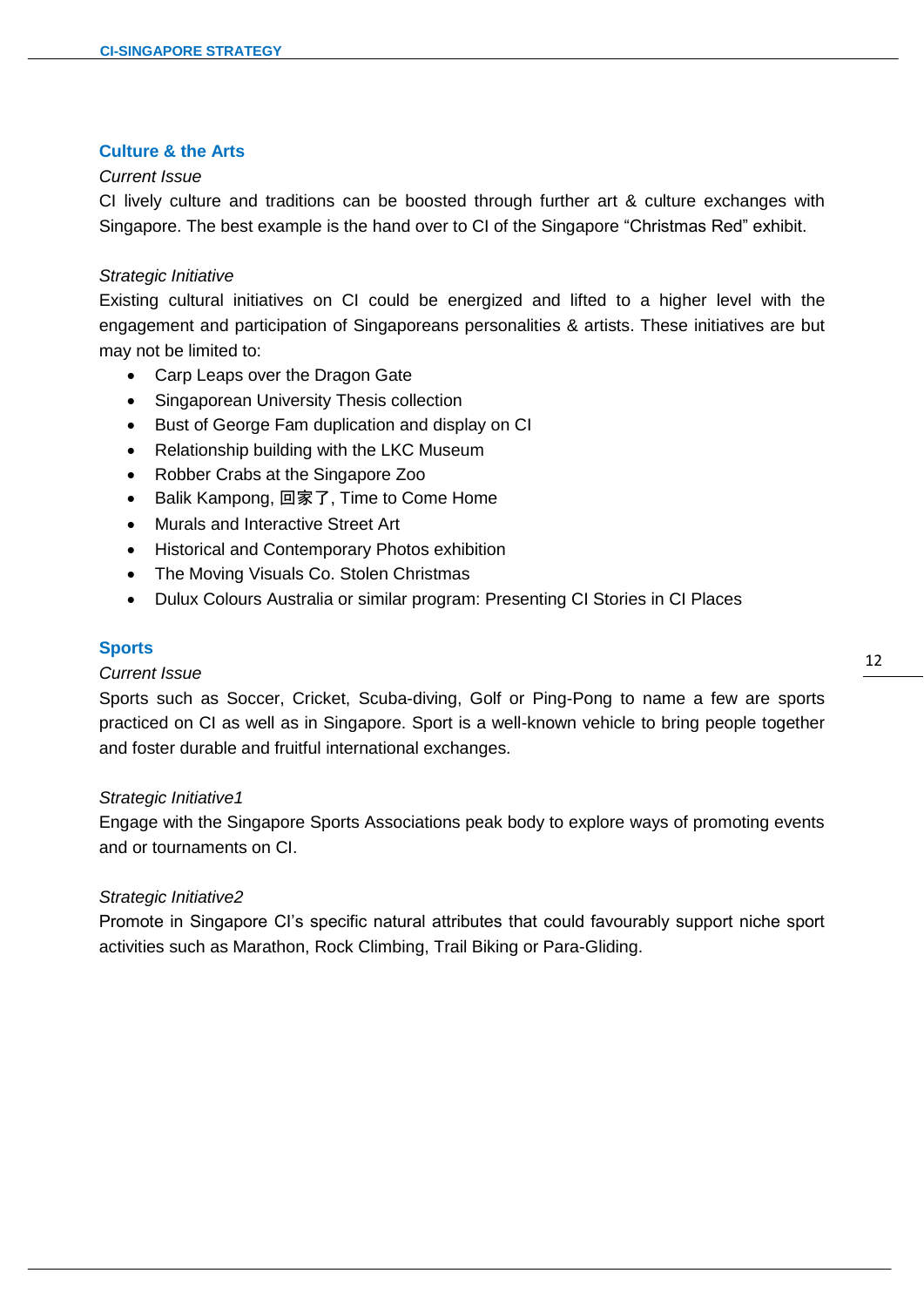## Culture & the Arts

*Current Issue*

CI lively culture and traditions can be boosted through further art & culture exchanges with Singapore. The best example is the hand over to CI of the Singapore "Christmas Red" exhibit.

*Strategic Initiative*

Existing cultural initiatives on CI could be energized and lifted to a higher level with the engagement and participation of Singaporeans personalities & artists. These initiatives are but may not be limited to:

- Carp Leaps over the Dragon Gate
- Singaporean University Thesis collection
- Bust of George Fam duplication and display on CI
- Relationship building with the LKC Museum
- Robber Crabs at the Singapore Zoo
- Balik Kampong, 回家了, Time to Come Home
- Murals and Interactive Street Art
- Historical and Contemporary Photos exhibition
- The Moving Visuals Co. Stolen Christmas
- Dulux Colours Australia or similar program: Presenting CI Stories in CI Places

## Sports

*Current Issue*

Sports such as Soccer, Cricket, Scuba-diving, Golf or Ping-Pong to name a few are sports practiced on CI as well as in Singapore. Sport is a well-known vehicle to bring people together and foster durable and fruitful international exchanges.

*Strategic Initiative1*

Engage with the Singapore Sports Associations peak body to explore ways of promoting events and or tournaments on CI.

*Strategic Initiative2*

Promote in Singapore CI's specific natural attributes that could favourably support niche sport activities such as Marathon, Rock Climbing, Trail Biking or Para-Gliding.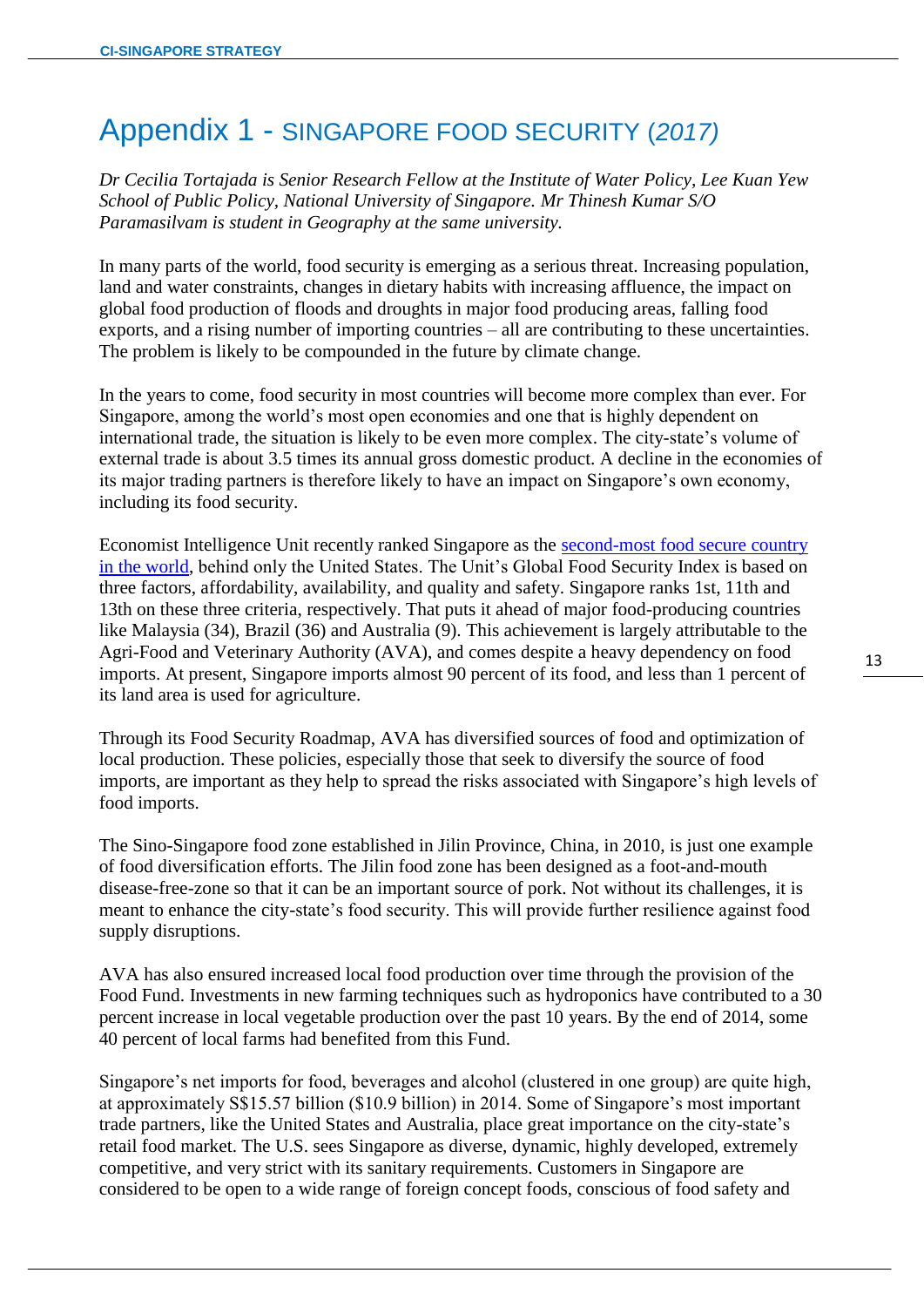# Appendix 1 - SINGAPORE FOOD SECURITY (*2017)*

*Dr Cecilia Tortajada is Senior Research Fellow at the Institute of Water Policy, Lee Kuan Yew School of Public Policy, National University of Singapore. Mr Thinesh Kumar S/O Paramasilvam is student in Geography at the same university.*

In many parts of the world, food security is emerging as a serious threat. Increasing population, land and water constraints, changes in dietary habits with increasing affluence, the impact on global food production of floods and droughts in major food producing areas, falling food exports, and a rising number of importing countries – all are contributing to these uncertainties. The problem is likely to be compounded in the future by climate change.

In the years to come, food security in most countries will become more complex than ever. For Singapore, among the world's most open economies and one that is highly dependent on international trade, the situation is likely to be even more complex. The city-state's volume of external trade is about 3.5 times its annual gross domestic product. A decline in the economies of its major trading partners is therefore likely to have an impact on Singapore's own economy, including its food security.

Economist Intelligence Unit recently ranked Singapore as the second-most food secure country in the world, behind only the United States. The Unit's Global Food Security Index is based on three factors, affordability, availability, and quality and safety. Singapore ranks 1st, 11th and 13th on these three criteria, respectively. That puts it ahead of major food-producing countries like Malaysia (34), Brazil (36) and Australia (9). This achievement is largely attributable to the Agri-Food and Veterinary Authority (AVA), and comes despite a heavy dependency on food imports. At present, Singapore imports almost 90 percent of its food, and less than 1 percent of its land area is used for agriculture.

Through its Food Security Roadmap, AVA has diversified sources of food and optimization of local production. These policies, especially those that seek to diversify the source of food imports, are important as they help to spread the risks associated with Singapore's high levels of food imports.

The Sino-Singapore food zone established in Jilin Province, China, in 2010, is just one example of food diversification efforts. The Jilin food zone has been designed as a foot-and-mouth disease-free-zone so that it can be an important source of pork. Not without its challenges, it is meant to enhance the city-state's food security. This will provide further resilience against food supply disruptions.

AVA has also ensured increased local food production over time through the provision of the Food Fund. Investments in new farming techniques such as hydroponics have contributed to a 30 percent increase in local vegetable production over the past 10 years. By the end of 2014, some 40 percent of local farms had benefited from this Fund.

Singapore's net imports for food, beverages and alcohol (clustered in one group) are quite high, at approximately S$15.57 billion ($10.9 billion) in 2014. Some of Singapore's most important trade partners, like the United States and Australia, place great importance on the city-state's retail food market. The U.S. sees Singapore as diverse, dynamic, highly developed, extremely competitive, and very strict with its sanitary requirements. Customers in Singapore are considered to be open to a wide range of foreign concept foods, conscious of food safety and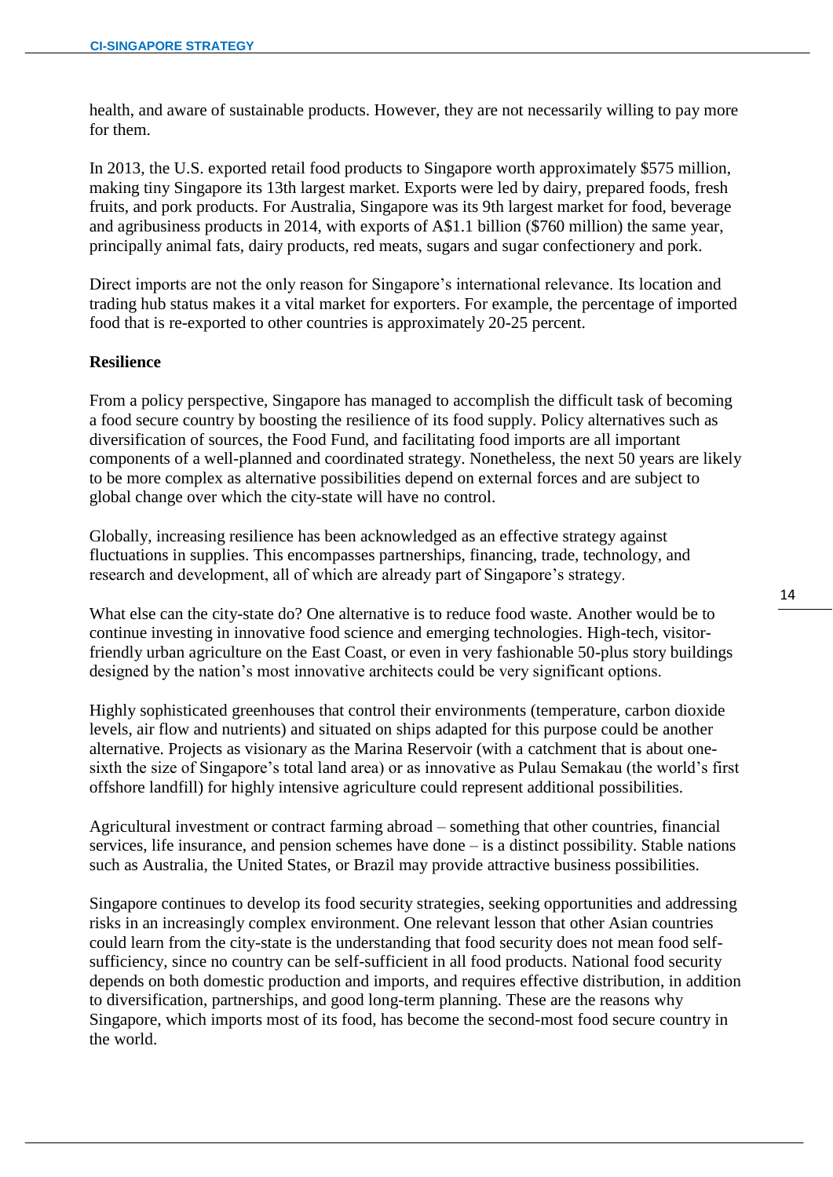health, and aware of sustainable products. However, they are not necessarily willing to pay more for them.

In 2013, the U.S. exported retail food products to Singapore worth approximately $575 million, making tiny Singapore its 13th largest market. Exports were led by dairy, prepared foods, fresh fruits, and pork products. For Australia, Singapore was its 9th largest market for food, beverage and agribusiness products in 2014, with exports of A$1.1 billion ($760 million) the same year, principally animal fats, dairy products, red meats, sugars and sugar confectionery and pork.

Direct imports are not the only reason for Singapore's international relevance. Its location and trading hub status makes it a vital market for exporters. For example, the percentage of imported food that is re-exported to other countries is approximately 20-25 percent.

**Resilience**

From a policy perspective, Singapore has managed to accomplish the difficult task of becoming a food secure country by boosting the resilience of its food supply. Policy alternatives such as diversification of sources, the Food Fund, and facilitating food imports are all important components of a well-planned and coordinated strategy. Nonetheless, the next 50 years are likely to be more complex as alternative possibilities depend on external forces and are subject to global change over which the city-state will have no control.

Globally, increasing resilience has been acknowledged as an effective strategy against fluctuations in supplies. This encompasses partnerships, financing, trade, technology, and research and development, all of which are already part of Singapore's strategy.

What else can the city-state do? One alternative is to reduce food waste. Another would be to continue investing in innovative food science and emerging technologies. High-tech, visitor-friendly urban agriculture on the East Coast, or even in very fashionable 50-plus story buildings designed by the nation's most innovative architects could be very significant options.

Highly sophisticated greenhouses that control their environments (temperature, carbon dioxide levels, air flow and nutrients) and situated on ships adapted for this purpose could be another alternative. Projects as visionary as the Marina Reservoir (with a catchment that is about one-sixth the size of Singapore's total land area) or as innovative as Pulau Semakau (the world's first offshore landfill) for highly intensive agriculture could represent additional possibilities.

Agricultural investment or contract farming abroad – something that other countries, financial services, life insurance, and pension schemes have done – is a distinct possibility. Stable nations such as Australia, the United States, or Brazil may provide attractive business possibilities.

Singapore continues to develop its food security strategies, seeking opportunities and addressing risks in an increasingly complex environment. One relevant lesson that other Asian countries could learn from the city-state is the understanding that food security does not mean food self-sufficiency, since no country can be self-sufficient in all food products. National food security depends on both domestic production and imports, and requires effective distribution, in addition to diversification, partnerships, and good long-term planning. These are the reasons why Singapore, which imports most of its food, has become the second-most food secure country in the world.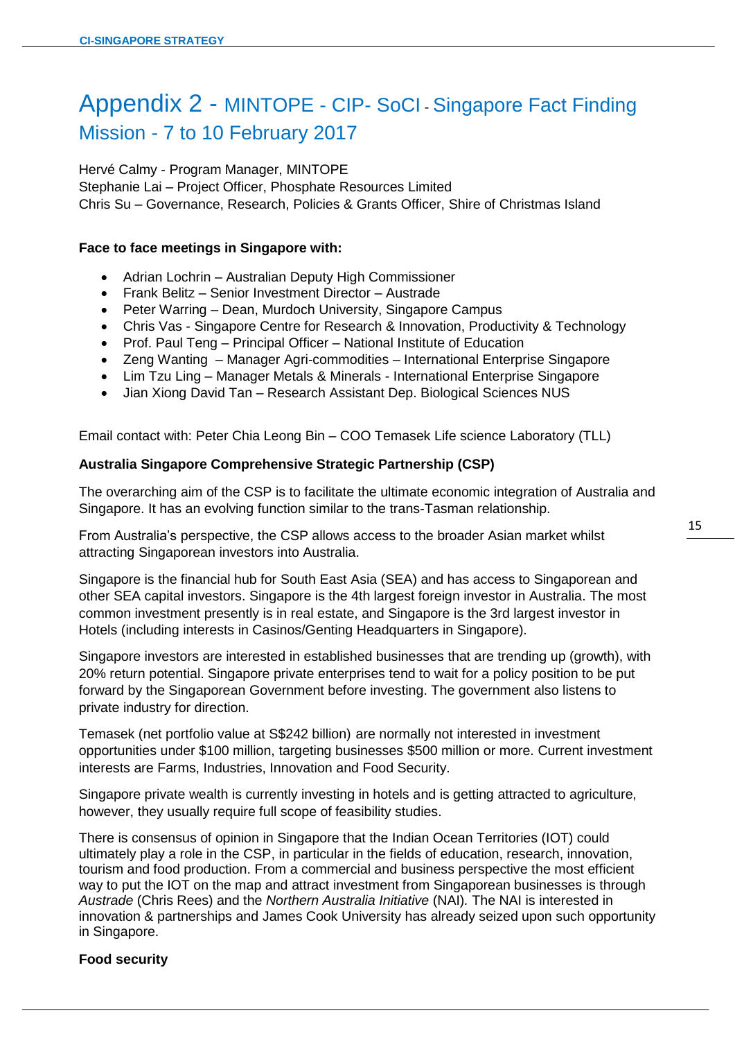# Appendix 2 - MINTOPE - CIP- SoCI - Singapore Fact Finding Mission - 7 to 10 February 2017

Hervé Calmy - Program Manager, MINTOPE
Stephanie Lai – Project Officer, Phosphate Resources Limited
Chris Su – Governance, Research, Policies & Grants Officer, Shire of Christmas Island

**Face to face meetings in Singapore with:**

- Adrian Lochrin – Australian Deputy High Commissioner
- Frank Belitz – Senior Investment Director – Austrade
- Peter Warring – Dean, Murdoch University, Singapore Campus
- Chris Vas - Singapore Centre for Research & Innovation, Productivity & Technology
- Prof. Paul Teng – Principal Officer – National Institute of Education
- Zeng Wanting – Manager Agri-commodities – International Enterprise Singapore
- Lim Tzu Ling – Manager Metals & Minerals - International Enterprise Singapore
- Jian Xiong David Tan – Research Assistant Dep. Biological Sciences NUS

Email contact with: Peter Chia Leong Bin – COO Temasek Life science Laboratory (TLL)

**Australia Singapore Comprehensive Strategic Partnership (CSP)**

The overarching aim of the CSP is to facilitate the ultimate economic integration of Australia and Singapore. It has an evolving function similar to the trans-Tasman relationship.

From Australia's perspective, the CSP allows access to the broader Asian market whilst attracting Singaporean investors into Australia.

Singapore is the financial hub for South East Asia (SEA) and has access to Singaporean and other SEA capital investors. Singapore is the 4th largest foreign investor in Australia. The most common investment presently is in real estate, and Singapore is the 3rd largest investor in Hotels (including interests in Casinos/Genting Headquarters in Singapore).

Singapore investors are interested in established businesses that are trending up (growth), with 20% return potential. Singapore private enterprises tend to wait for a policy position to be put forward by the Singaporean Government before investing. The government also listens to private industry for direction.

Temasek (net portfolio value at S$242 billion) are normally not interested in investment opportunities under $100 million, targeting businesses $500 million or more. Current investment interests are Farms, Industries, Innovation and Food Security.

Singapore private wealth is currently investing in hotels and is getting attracted to agriculture, however, they usually require full scope of feasibility studies.

There is consensus of opinion in Singapore that the Indian Ocean Territories (IOT) could ultimately play a role in the CSP, in particular in the fields of education, research, innovation, tourism and food production. From a commercial and business perspective the most efficient way to put the IOT on the map and attract investment from Singaporean businesses is through *Austrade* (Chris Rees) and the *Northern Australia Initiative* (NAI). The NAI is interested in innovation & partnerships and James Cook University has already seized upon such opportunity in Singapore.

**Food security**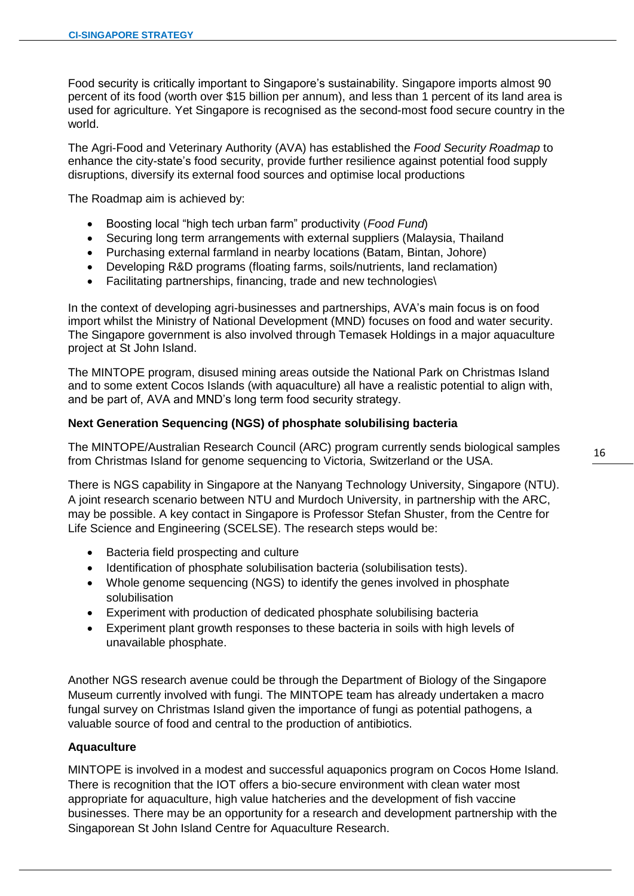Food security is critically important to Singapore's sustainability. Singapore imports almost 90 percent of its food (worth over $15 billion per annum), and less than 1 percent of its land area is used for agriculture. Yet Singapore is recognised as the second-most food secure country in the world.

The Agri-Food and Veterinary Authority (AVA) has established the *Food Security Roadmap* to enhance the city-state's food security, provide further resilience against potential food supply disruptions, diversify its external food sources and optimise local productions

The Roadmap aim is achieved by:

- Boosting local "high tech urban farm" productivity (*Food Fund*)
- Securing long term arrangements with external suppliers (Malaysia, Thailand
- Purchasing external farmland in nearby locations (Batam, Bintan, Johore)
- Developing R&D programs (floating farms, soils/nutrients, land reclamation)
- Facilitating partnerships, financing, trade and new technologies\

In the context of developing agri-businesses and partnerships, AVA's main focus is on food import whilst the Ministry of National Development (MND) focuses on food and water security. The Singapore government is also involved through Temasek Holdings in a major aquaculture project at St John Island.

The MINTOPE program, disused mining areas outside the National Park on Christmas Island and to some extent Cocos Islands (with aquaculture) all have a realistic potential to align with, and be part of, AVA and MND's long term food security strategy.

**Next Generation Sequencing (NGS) of phosphate solubilising bacteria**

The MINTOPE/Australian Research Council (ARC) program currently sends biological samples from Christmas Island for genome sequencing to Victoria, Switzerland or the USA.

There is NGS capability in Singapore at the Nanyang Technology University, Singapore (NTU). A joint research scenario between NTU and Murdoch University, in partnership with the ARC, may be possible. A key contact in Singapore is Professor Stefan Shuster, from the Centre for Life Science and Engineering (SCELSE). The research steps would be:

- Bacteria field prospecting and culture
- Identification of phosphate solubilisation bacteria (solubilisation tests).
- Whole genome sequencing (NGS) to identify the genes involved in phosphate solubilisation
- Experiment with production of dedicated phosphate solubilising bacteria
- Experiment plant growth responses to these bacteria in soils with high levels of unavailable phosphate.

Another NGS research avenue could be through the Department of Biology of the Singapore Museum currently involved with fungi. The MINTOPE team has already undertaken a macro fungal survey on Christmas Island given the importance of fungi as potential pathogens, a valuable source of food and central to the production of antibiotics.

**Aquaculture**

MINTOPE is involved in a modest and successful aquaponics program on Cocos Home Island. There is recognition that the IOT offers a bio-secure environment with clean water most appropriate for aquaculture, high value hatcheries and the development of fish vaccine businesses. There may be an opportunity for a research and development partnership with the Singaporean St John Island Centre for Aquaculture Research.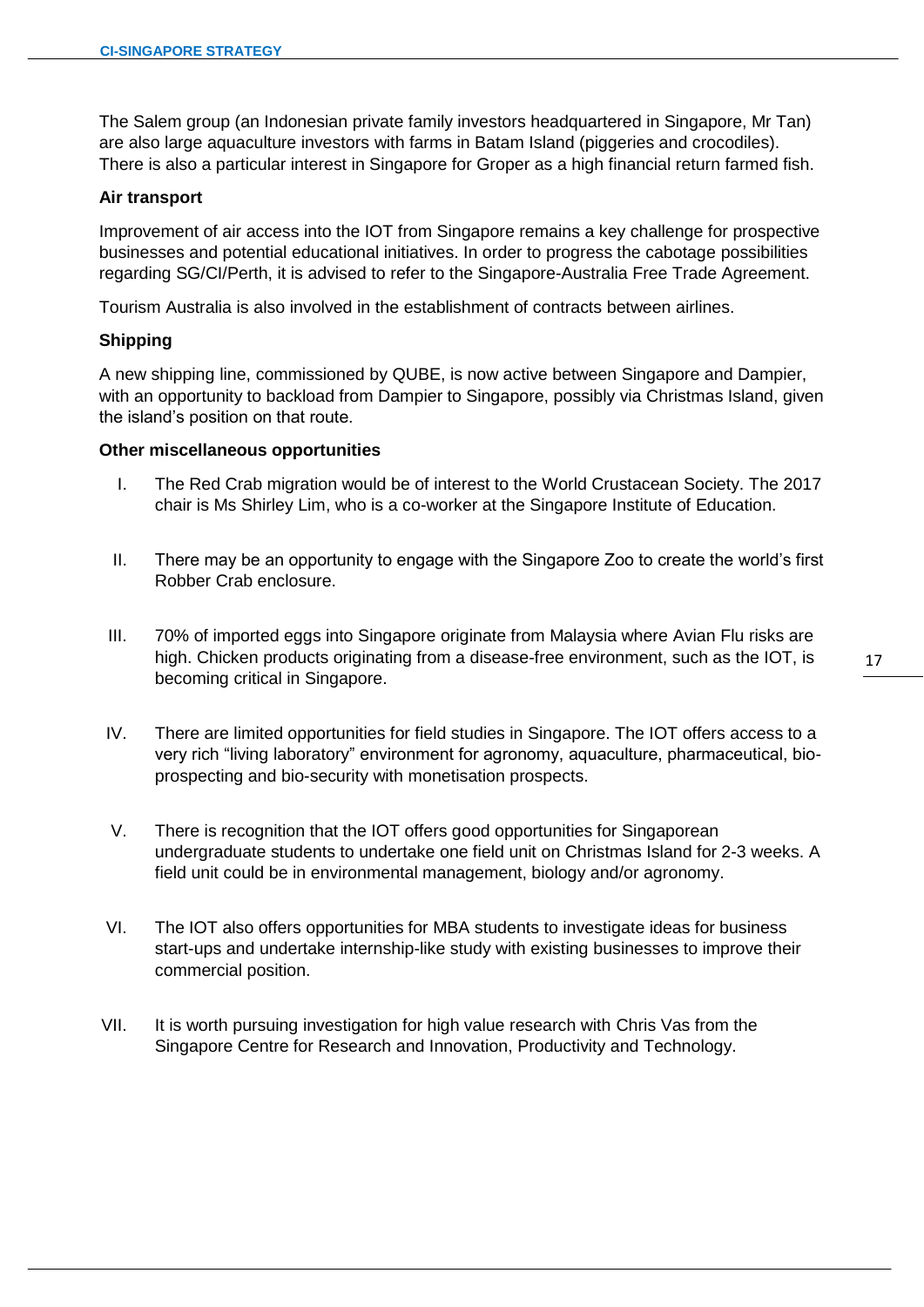The Salem group (an Indonesian private family investors headquartered in Singapore, Mr Tan) are also large aquaculture investors with farms in Batam Island (piggeries and crocodiles). There is also a particular interest in Singapore for Groper as a high financial return farmed fish.

**Air transport**

Improvement of air access into the IOT from Singapore remains a key challenge for prospective businesses and potential educational initiatives. In order to progress the cabotage possibilities regarding SG/CI/Perth, it is advised to refer to the Singapore-Australia Free Trade Agreement.

Tourism Australia is also involved in the establishment of contracts between airlines.

**Shipping**

A new shipping line, commissioned by QUBE, is now active between Singapore and Dampier, with an opportunity to backload from Dampier to Singapore, possibly via Christmas Island, given the island's position on that route.

**Other miscellaneous opportunities**

I. The Red Crab migration would be of interest to the World Crustacean Society. The 2017 chair is Ms Shirley Lim, who is a co-worker at the Singapore Institute of Education.

II. There may be an opportunity to engage with the Singapore Zoo to create the world's first Robber Crab enclosure.

III. 70% of imported eggs into Singapore originate from Malaysia where Avian Flu risks are high. Chicken products originating from a disease-free environment, such as the IOT, is becoming critical in Singapore.

IV. There are limited opportunities for field studies in Singapore. The IOT offers access to a very rich "living laboratory" environment for agronomy, aquaculture, pharmaceutical, bio-prospecting and bio-security with monetisation prospects.

V. There is recognition that the IOT offers good opportunities for Singaporean undergraduate students to undertake one field unit on Christmas Island for 2-3 weeks. A field unit could be in environmental management, biology and/or agronomy.

VI. The IOT also offers opportunities for MBA students to investigate ideas for business start-ups and undertake internship-like study with existing businesses to improve their commercial position.

VII. It is worth pursuing investigation for high value research with Chris Vas from the Singapore Centre for Research and Innovation, Productivity and Technology.